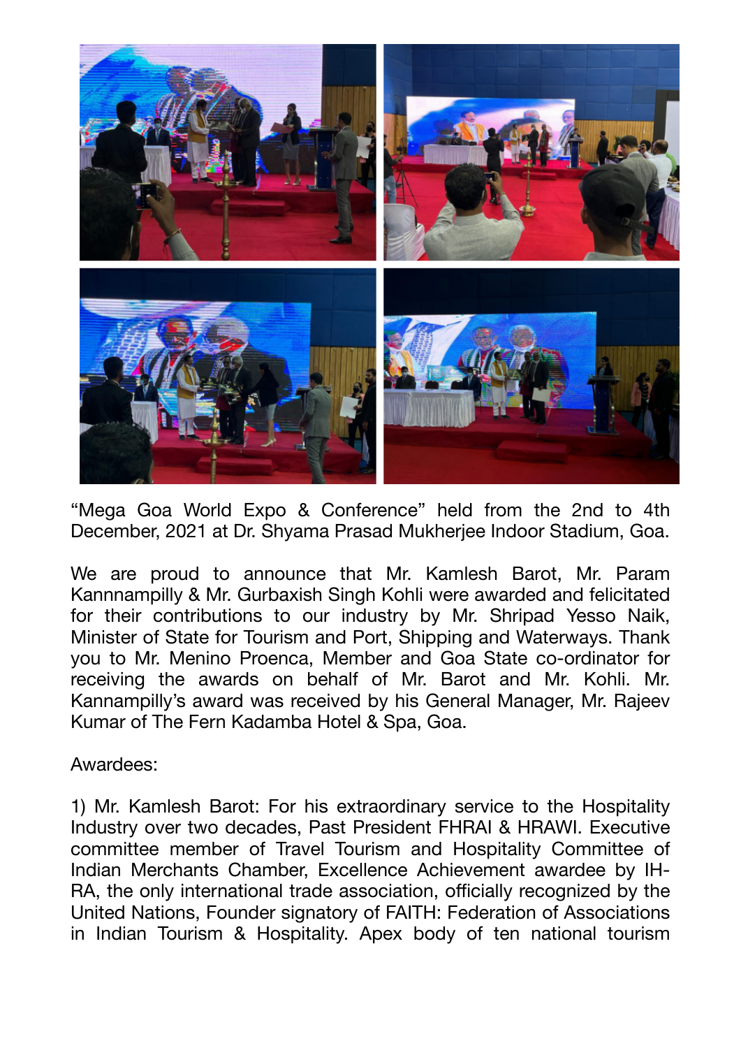"Mega Goa World Expo & Conference" held from the 2nd to 4th December, 2021 at Dr. Shyama Prasad Mukherjee Indoor Stadium, Goa.

We are proud to announce that Mr. Kamlesh Barot, Mr. Param Kannnampilly & Mr. Gurbaxish Singh Kohli were awarded and felicitated for their contributions to our industry by Mr. Shripad Yesso Naik, Minister of State for Tourism and Port, Shipping and Waterways. Thank you to Mr. Menino Proenca, Member and Goa State co-ordinator for receiving the awards on behalf of Mr. Barot and Mr. Kohli. Mr. Kannampilly's award was received by his General Manager, Mr. Rajeev Kumar of The Fern Kadamba Hotel & Spa, Goa.

Awardees:

1) Mr. Kamlesh Barot: For his extraordinary service to the Hospitality Industry over two decades, Past President FHRAI & HRAWI. Executive committee member of Travel Tourism and Hospitality Committee of Indian Merchants Chamber, Excellence Achievement awardee by IH-RA, the only international trade association, officially recognized by the United Nations, Founder signatory of FAITH: Federation of Associations in Indian Tourism & Hospitality. Apex body of ten national tourism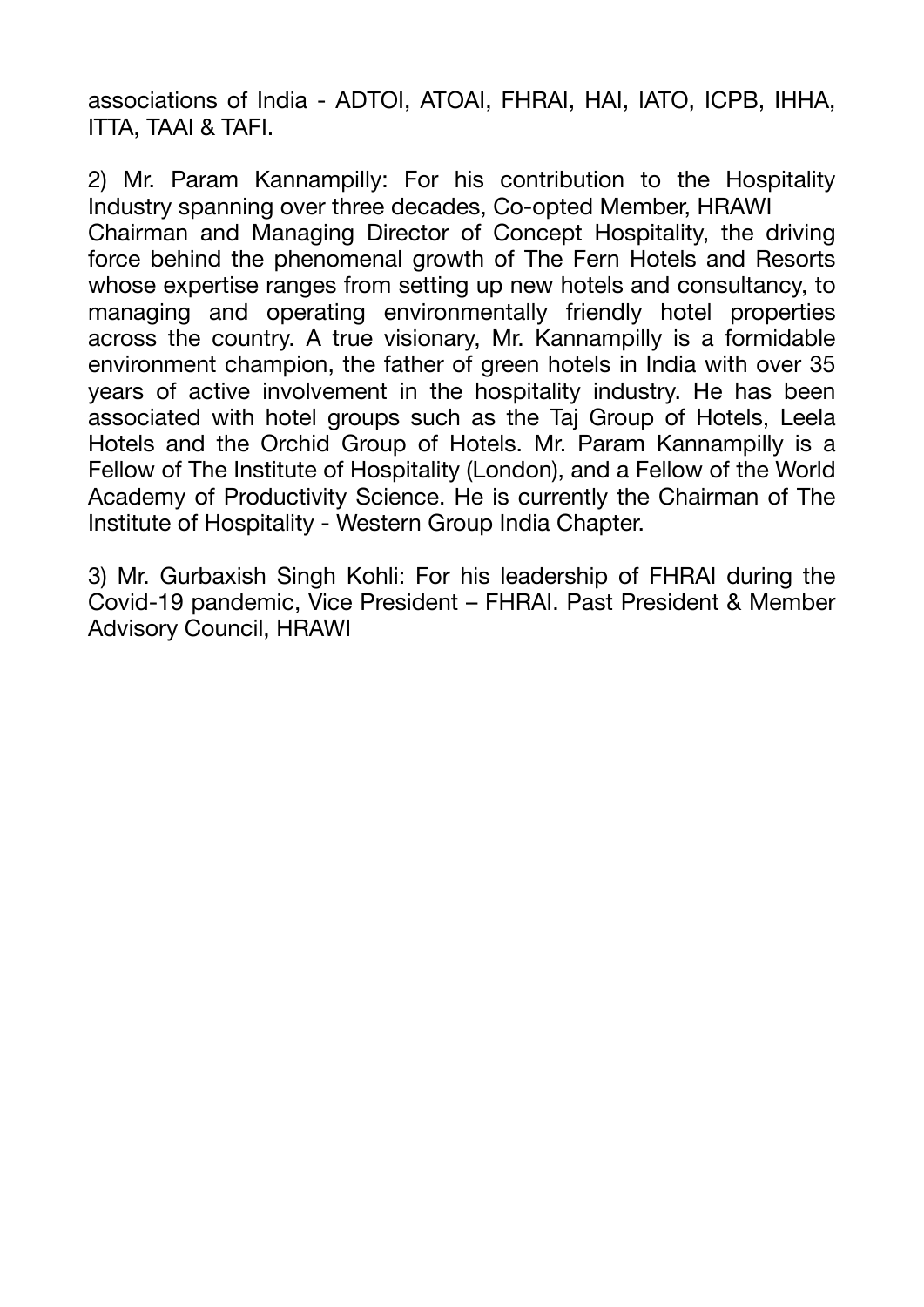associations of India - ADTOI, ATOAI, FHRAI, HAI, IATO, ICPB, IHHA, ITTA, TAAI & TAFI.

2) Mr. Param Kannampilly: For his contribution to the Hospitality Industry spanning over three decades, Co-opted Member, HRAWI
Chairman and Managing Director of Concept Hospitality, the driving force behind the phenomenal growth of The Fern Hotels and Resorts whose expertise ranges from setting up new hotels and consultancy, to managing and operating environmentally friendly hotel properties across the country. A true visionary, Mr. Kannampilly is a formidable environment champion, the father of green hotels in India with over 35 years of active involvement in the hospitality industry. He has been associated with hotel groups such as the Taj Group of Hotels, Leela Hotels and the Orchid Group of Hotels. Mr. Param Kannampilly is a Fellow of The Institute of Hospitality (London), and a Fellow of the World Academy of Productivity Science. He is currently the Chairman of The Institute of Hospitality - Western Group India Chapter.

3) Mr. Gurbaxish Singh Kohli: For his leadership of FHRAI during the Covid-19 pandemic, Vice President – FHRAI. Past President & Member Advisory Council, HRAWI